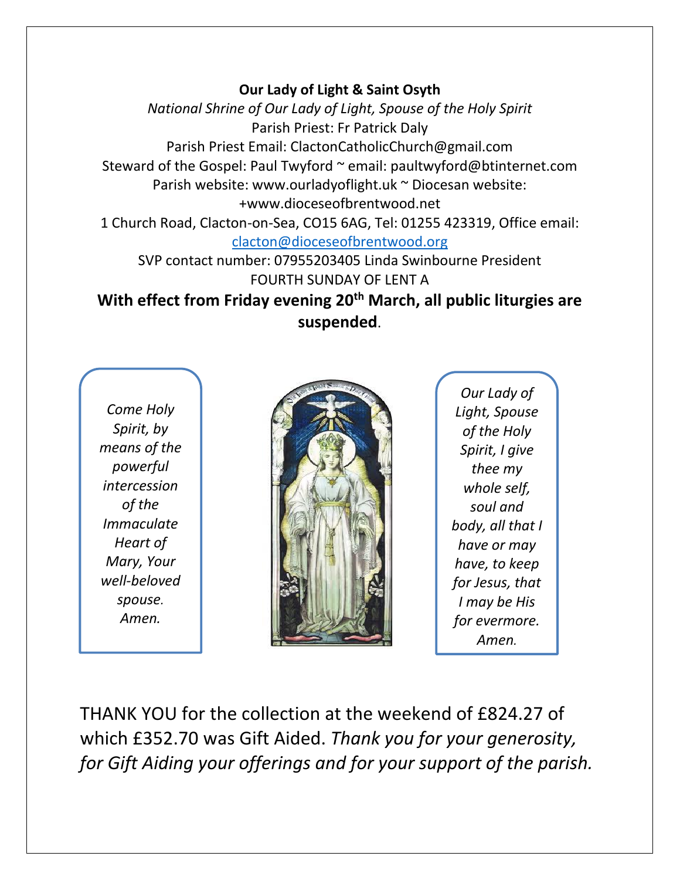**Our Lady of Light & Saint Osyth**

*National Shrine of Our Lady of Light, Spouse of the Holy Spirit*

Parish Priest: Fr Patrick Daly

Parish Priest Email: ClactonCatholicChurch@gmail.com

Steward of the Gospel: Paul Twyford ~ email: paultwyford@btinternet.com

Parish website: www.ourladyoflight.uk ~ Diocesan website: +www.dioceseofbrentwood.net

1 Church Road, Clacton-on-Sea, CO15 6AG, Tel: 01255 423319, Office email: clacton@dioceseofbrentwood.org

SVP contact number: 07955203405 Linda Swinbourne President

FOURTH SUNDAY OF LENT A

**With effect from Friday evening 20th March, all public liturgies are suspended**.

*Come Holy Spirit, by means of the powerful intercession of the Immaculate Heart of Mary, Your well-beloved spouse. Amen.*

*Our Lady of Light, Spouse of the Holy Spirit, I give thee my whole self, soul and body, all that I have or may have, to keep for Jesus, that I may be His for evermore. Amen.*

THANK YOU for the collection at the weekend of £824.27 of which £352.70 was Gift Aided. *Thank you for your generosity, for Gift Aiding your offerings and for your support of the parish.*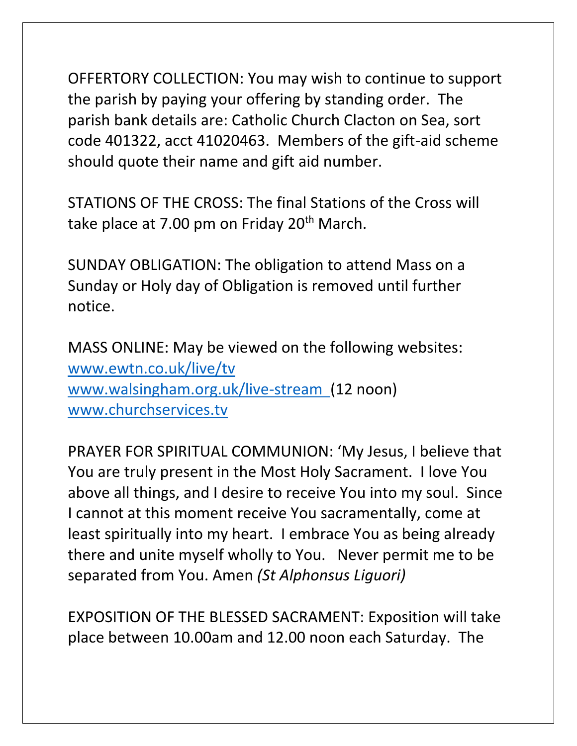OFFERTORY COLLECTION: You may wish to continue to support the parish by paying your offering by standing order. The parish bank details are: Catholic Church Clacton on Sea, sort code 401322, acct 41020463. Members of the gift-aid scheme should quote their name and gift aid number.

STATIONS OF THE CROSS: The final Stations of the Cross will take place at 7.00 pm on Friday 20th March.

SUNDAY OBLIGATION: The obligation to attend Mass on a Sunday or Holy day of Obligation is removed until further notice.

MASS ONLINE: May be viewed on the following websites:
[www.ewtn.co.uk/live/tv](http://www.ewtn.co.uk/live/tv)
[www.walsingham.org.uk/live-stream](http://www.walsingham.org.uk/live-stream) (12 noon)
[www.churchservices.tv](http://www.churchservices.tv)

PRAYER FOR SPIRITUAL COMMUNION: 'My Jesus, I believe that You are truly present in the Most Holy Sacrament. I love You above all things, and I desire to receive You into my soul. Since I cannot at this moment receive You sacramentally, come at least spiritually into my heart. I embrace You as being already there and unite myself wholly to You. Never permit me to be separated from You. Amen *(St Alphonsus Liguori)*

EXPOSITION OF THE BLESSED SACRAMENT: Exposition will take place between 10.00am and 12.00 noon each Saturday. The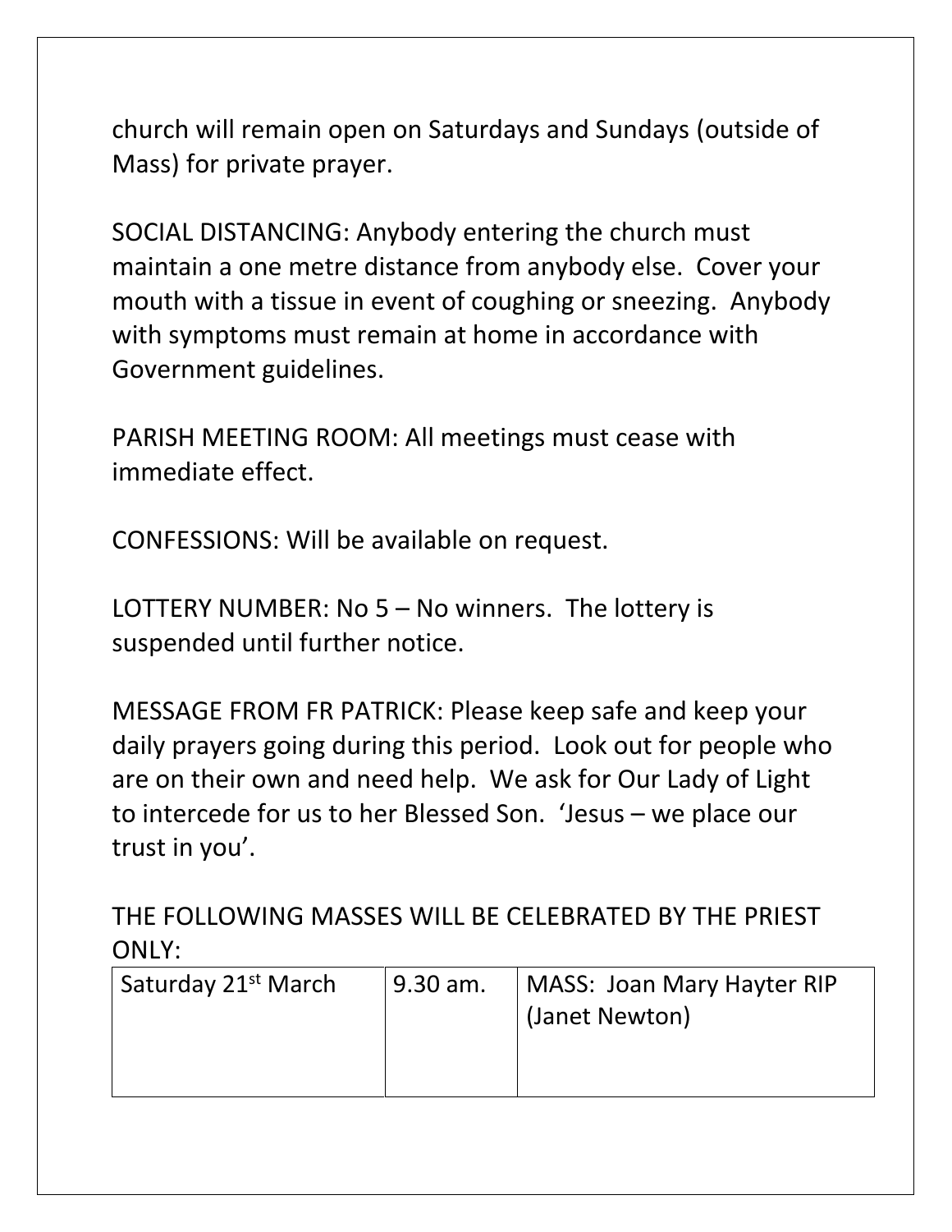church will remain open on Saturdays and Sundays (outside of Mass) for private prayer.

SOCIAL DISTANCING: Anybody entering the church must maintain a one metre distance from anybody else. Cover your mouth with a tissue in event of coughing or sneezing. Anybody with symptoms must remain at home in accordance with Government guidelines.

PARISH MEETING ROOM: All meetings must cease with immediate effect.

CONFESSIONS: Will be available on request.

LOTTERY NUMBER: No 5 – No winners. The lottery is suspended until further notice.

MESSAGE FROM FR PATRICK: Please keep safe and keep your daily prayers going during this period. Look out for people who are on their own and need help. We ask for Our Lady of Light to intercede for us to her Blessed Son. 'Jesus – we place our trust in you'.

THE FOLLOWING MASSES WILL BE CELEBRATED BY THE PRIEST ONLY:

| | | |
|---|---|---|
| Saturday 21st March | 9.30 am. | MASS: Joan Mary Hayter RIP (Janet Newton) |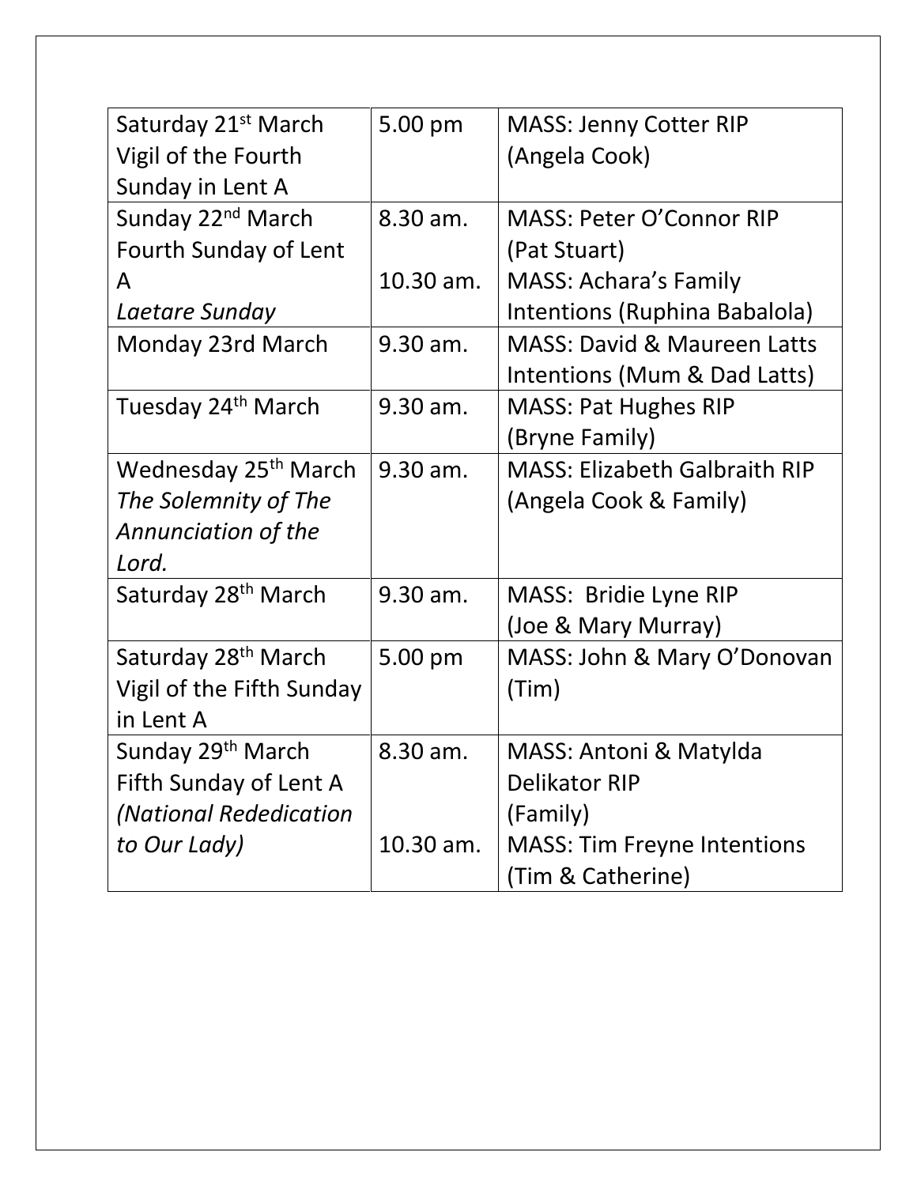| | | |
|---|---|---|
| Saturday 21st March<br>Vigil of the Fourth Sunday in Lent A | 5.00 pm | MASS: Jenny Cotter RIP<br>(Angela Cook) |
| Sunday 22nd March<br>Fourth Sunday of Lent A<br>*Laetare Sunday* | 8.30 am.<br><br>10.30 am. | MASS: Peter O'Connor RIP<br>(Pat Stuart)<br>MASS: Achara's Family Intentions (Ruphina Babalola) |
| Monday 23rd March | 9.30 am. | MASS: David & Maureen Latts Intentions (Mum & Dad Latts) |
| Tuesday 24th March | 9.30 am. | MASS: Pat Hughes RIP<br>(Bryne Family) |
| Wednesday 25th March<br>*The Solemnity of The Annunciation of the Lord.* | 9.30 am. | MASS: Elizabeth Galbraith RIP<br>(Angela Cook & Family) |
| Saturday 28th March | 9.30 am. | MASS: Bridie Lyne RIP<br>(Joe & Mary Murray) |
| Saturday 28th March<br>Vigil of the Fifth Sunday in Lent A | 5.00 pm | MASS: John & Mary O'Donovan<br>(Tim) |
| Sunday 29th March<br>Fifth Sunday of Lent A<br>*(National Rededication to Our Lady)* | 8.30 am.<br><br><br>10.30 am. | MASS: Antoni & Matylda Delikator RIP<br>(Family)<br>MASS: Tim Freyne Intentions<br>(Tim & Catherine) |